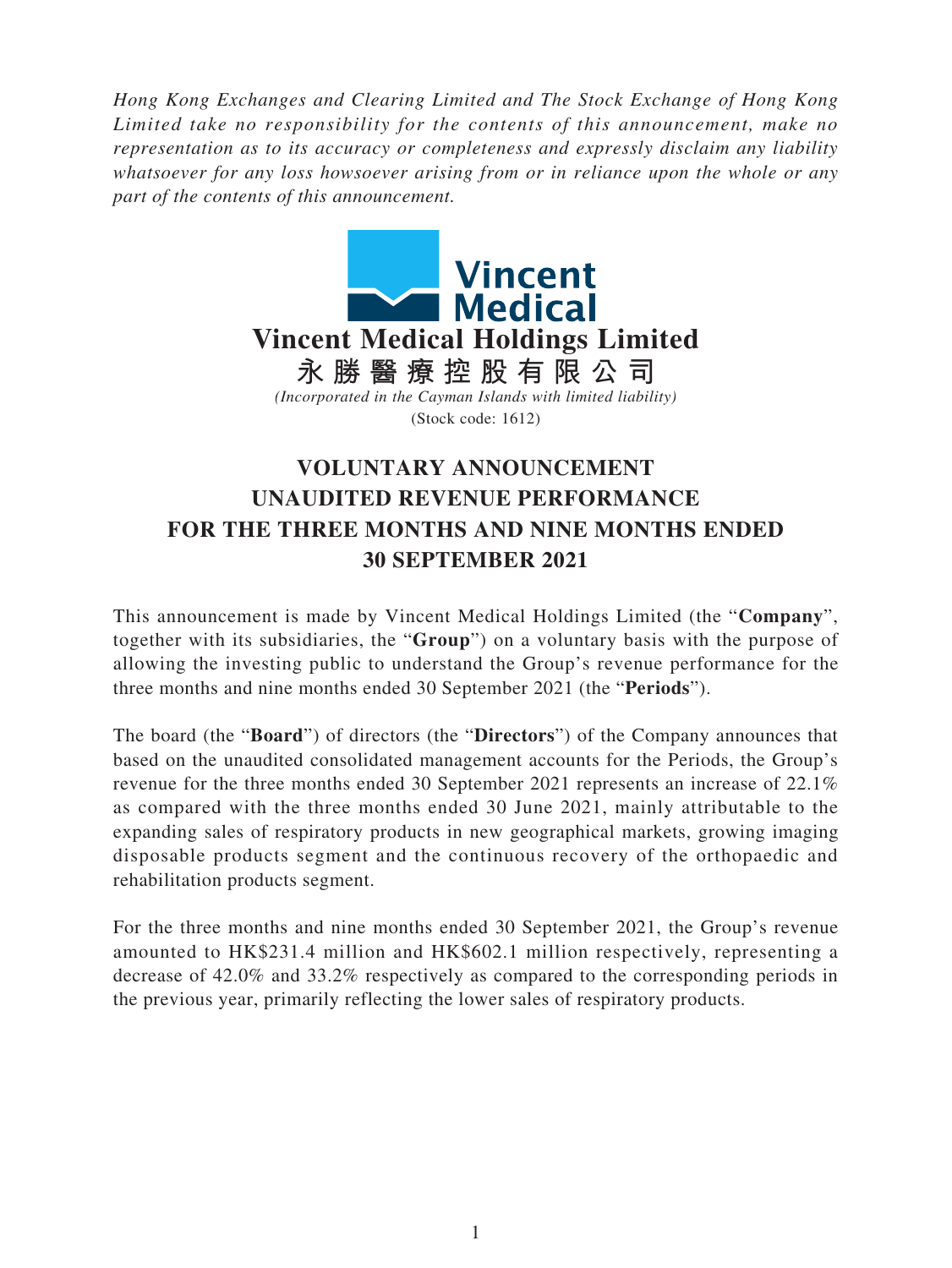*Hong Kong Exchanges and Clearing Limited and The Stock Exchange of Hong Kong Limited take no responsibility for the contents of this announcement, make no representation as to its accuracy or completeness and expressly disclaim any liability whatsoever for any loss howsoever arising from or in reliance upon the whole or any part of the contents of this announcement.*

**Vincent Medical Holdings Limited**

**永勝醫療控股有限公司**

*(Incorporated in the Cayman Islands with limited liability)*

(Stock code: 1612)

# VOLUNTARY ANNOUNCEMENT UNAUDITED REVENUE PERFORMANCE FOR THE THREE MONTHS AND NINE MONTHS ENDED 30 SEPTEMBER 2021

This announcement is made by Vincent Medical Holdings Limited (the "**Company**", together with its subsidiaries, the "**Group**") on a voluntary basis with the purpose of allowing the investing public to understand the Group's revenue performance for the three months and nine months ended 30 September 2021 (the "**Periods**").

The board (the "**Board**") of directors (the "**Directors**") of the Company announces that based on the unaudited consolidated management accounts for the Periods, the Group's revenue for the three months ended 30 September 2021 represents an increase of 22.1% as compared with the three months ended 30 June 2021, mainly attributable to the expanding sales of respiratory products in new geographical markets, growing imaging disposable products segment and the continuous recovery of the orthopaedic and rehabilitation products segment.

For the three months and nine months ended 30 September 2021, the Group's revenue amounted to HK$231.4 million and HK$602.1 million respectively, representing a decrease of 42.0% and 33.2% respectively as compared to the corresponding periods in the previous year, primarily reflecting the lower sales of respiratory products.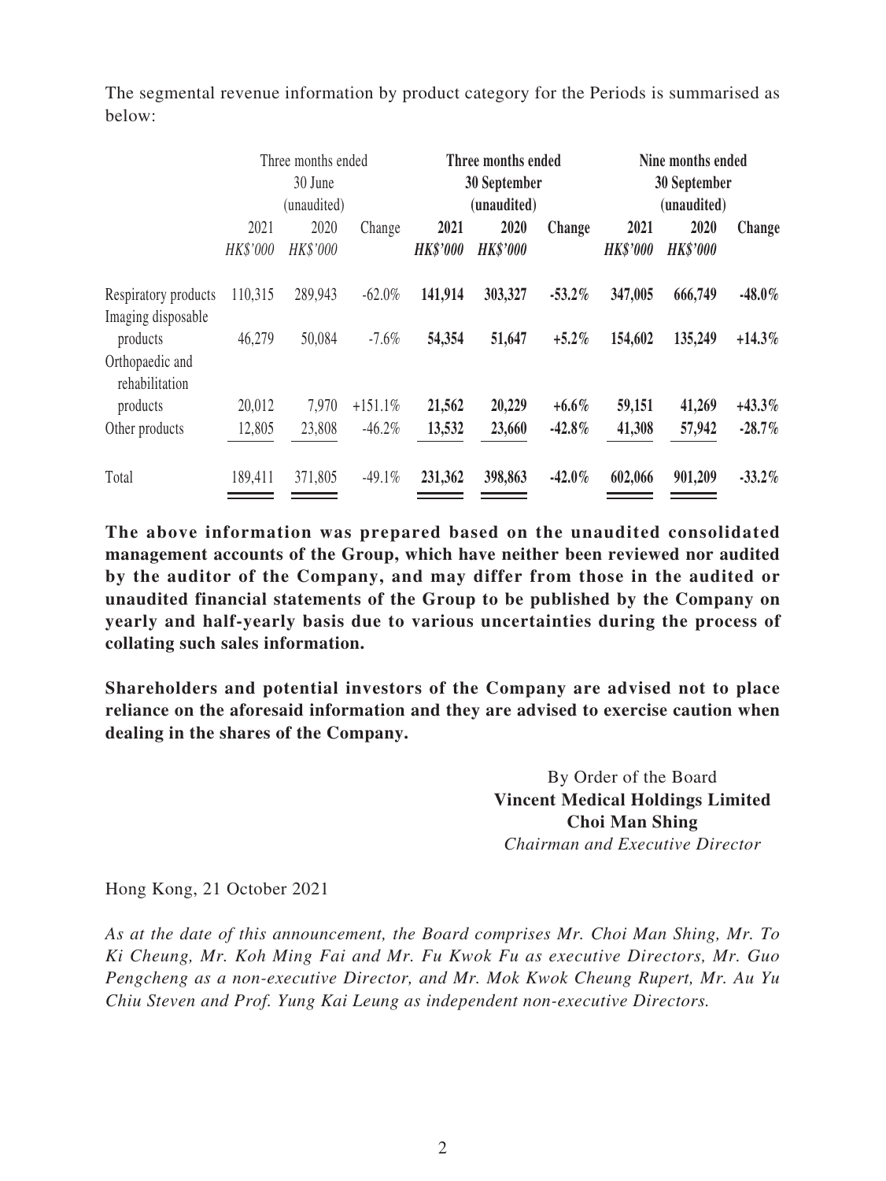The segmental revenue information by product category for the Periods is summarised as below:

| | Three months ended 30 June (unaudited) | | | **Three months ended 30 September (unaudited)** | | | **Nine months ended 30 September (unaudited)** | | |
|---|---|---|---|---|---|---|---|---|---|
| | 2021 | 2020 | Change | **2021** | **2020** | **Change** | **2021** | **2020** | **Change** |
| | *HK$'000* | *HK$'000* | | ***HK$'000*** | ***HK$'000*** | | ***HK$'000*** | ***HK$'000*** | |
| Respiratory products | 110,315 | 289,943 | -62.0% | **141,914** | **303,327** | **-53.2%** | **347,005** | **666,749** | **-48.0%** |
| Imaging disposable products | 46,279 | 50,084 | -7.6% | **54,354** | **51,647** | **+5.2%** | **154,602** | **135,249** | **+14.3%** |
| Orthopaedic and rehabilitation products | 20,012 | 7,970 | +151.1% | **21,562** | **20,229** | **+6.6%** | **59,151** | **41,269** | **+43.3%** |
| Other products | 12,805 | 23,808 | -46.2% | **13,532** | **23,660** | **-42.8%** | **41,308** | **57,942** | **-28.7%** |
| Total | 189,411 | 371,805 | -49.1% | **231,362** | **398,863** | **-42.0%** | **602,066** | **901,209** | **-33.2%** |

**The above information was prepared based on the unaudited consolidated management accounts of the Group, which have neither been reviewed nor audited by the auditor of the Company, and may differ from those in the audited or unaudited financial statements of the Group to be published by the Company on yearly and half-yearly basis due to various uncertainties during the process of collating such sales information.**

**Shareholders and potential investors of the Company are advised not to place reliance on the aforesaid information and they are advised to exercise caution when dealing in the shares of the Company.**

By Order of the Board
**Vincent Medical Holdings Limited**
**Choi Man Shing**
*Chairman and Executive Director*

Hong Kong, 21 October 2021

*As at the date of this announcement, the Board comprises Mr. Choi Man Shing, Mr. To Ki Cheung, Mr. Koh Ming Fai and Mr. Fu Kwok Fu as executive Directors, Mr. Guo Pengcheng as a non-executive Director, and Mr. Mok Kwok Cheung Rupert, Mr. Au Yu Chiu Steven and Prof. Yung Kai Leung as independent non-executive Directors.*